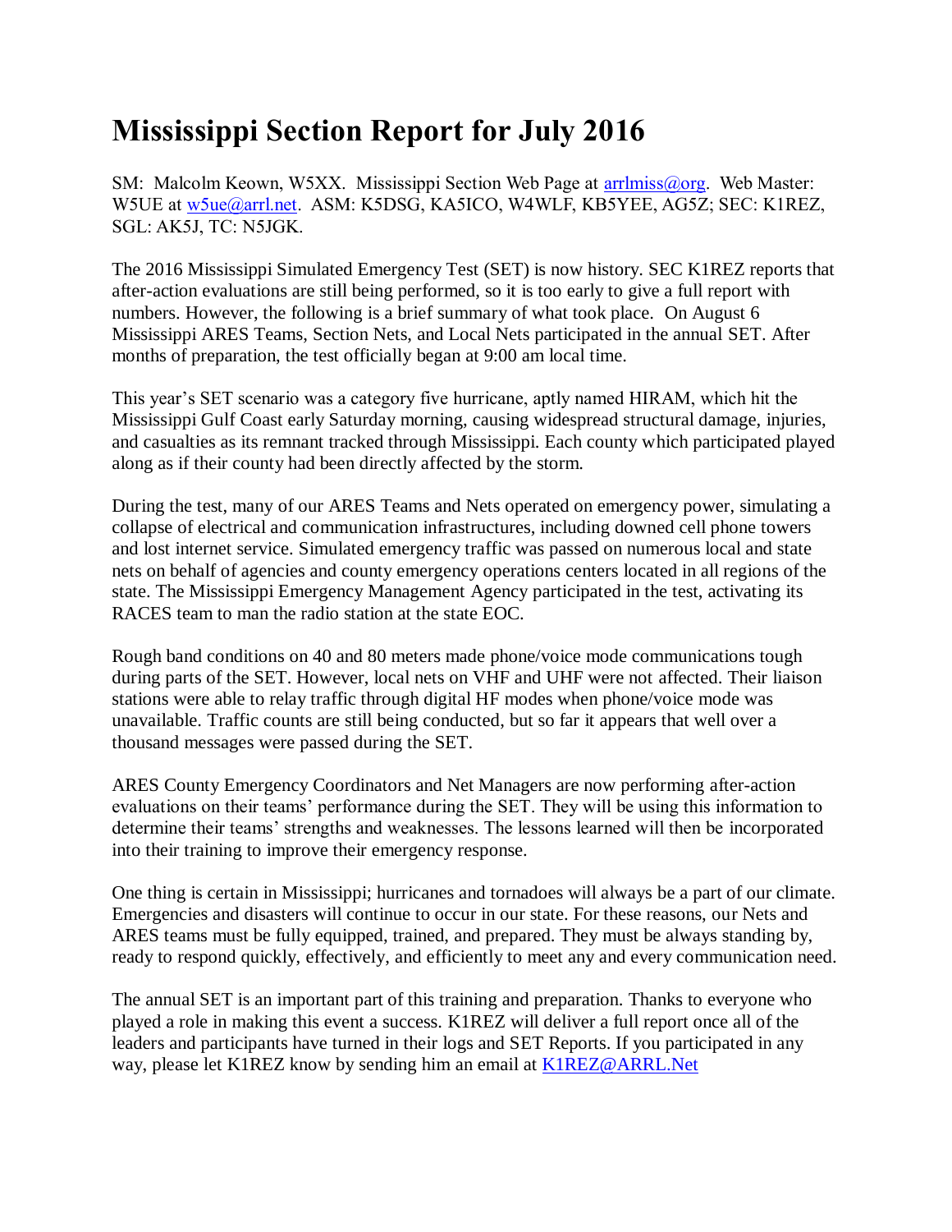# Mississippi Section Report for July 2016

SM: Malcolm Keown, W5XX. Mississippi Section Web Page at arrlmiss@org. Web Master: W5UE at w5ue@arrl.net. ASM: K5DSG, KA5ICO, W4WLF, KB5YEE, AG5Z; SEC: K1REZ, SGL: AK5J, TC: N5JGK.

The 2016 Mississippi Simulated Emergency Test (SET) is now history. SEC K1REZ reports that after-action evaluations are still being performed, so it is too early to give a full report with numbers. However, the following is a brief summary of what took place. On August 6 Mississippi ARES Teams, Section Nets, and Local Nets participated in the annual SET. After months of preparation, the test officially began at 9:00 am local time.

This year's SET scenario was a category five hurricane, aptly named HIRAM, which hit the Mississippi Gulf Coast early Saturday morning, causing widespread structural damage, injuries, and casualties as its remnant tracked through Mississippi. Each county which participated played along as if their county had been directly affected by the storm.

During the test, many of our ARES Teams and Nets operated on emergency power, simulating a collapse of electrical and communication infrastructures, including downed cell phone towers and lost internet service. Simulated emergency traffic was passed on numerous local and state nets on behalf of agencies and county emergency operations centers located in all regions of the state. The Mississippi Emergency Management Agency participated in the test, activating its RACES team to man the radio station at the state EOC.

Rough band conditions on 40 and 80 meters made phone/voice mode communications tough during parts of the SET. However, local nets on VHF and UHF were not affected. Their liaison stations were able to relay traffic through digital HF modes when phone/voice mode was unavailable. Traffic counts are still being conducted, but so far it appears that well over a thousand messages were passed during the SET.

ARES County Emergency Coordinators and Net Managers are now performing after-action evaluations on their teams' performance during the SET. They will be using this information to determine their teams' strengths and weaknesses. The lessons learned will then be incorporated into their training to improve their emergency response.

One thing is certain in Mississippi; hurricanes and tornadoes will always be a part of our climate. Emergencies and disasters will continue to occur in our state. For these reasons, our Nets and ARES teams must be fully equipped, trained, and prepared. They must be always standing by, ready to respond quickly, effectively, and efficiently to meet any and every communication need.

The annual SET is an important part of this training and preparation. Thanks to everyone who played a role in making this event a success. K1REZ will deliver a full report once all of the leaders and participants have turned in their logs and SET Reports. If you participated in any way, please let K1REZ know by sending him an email at K1REZ@ARRL.Net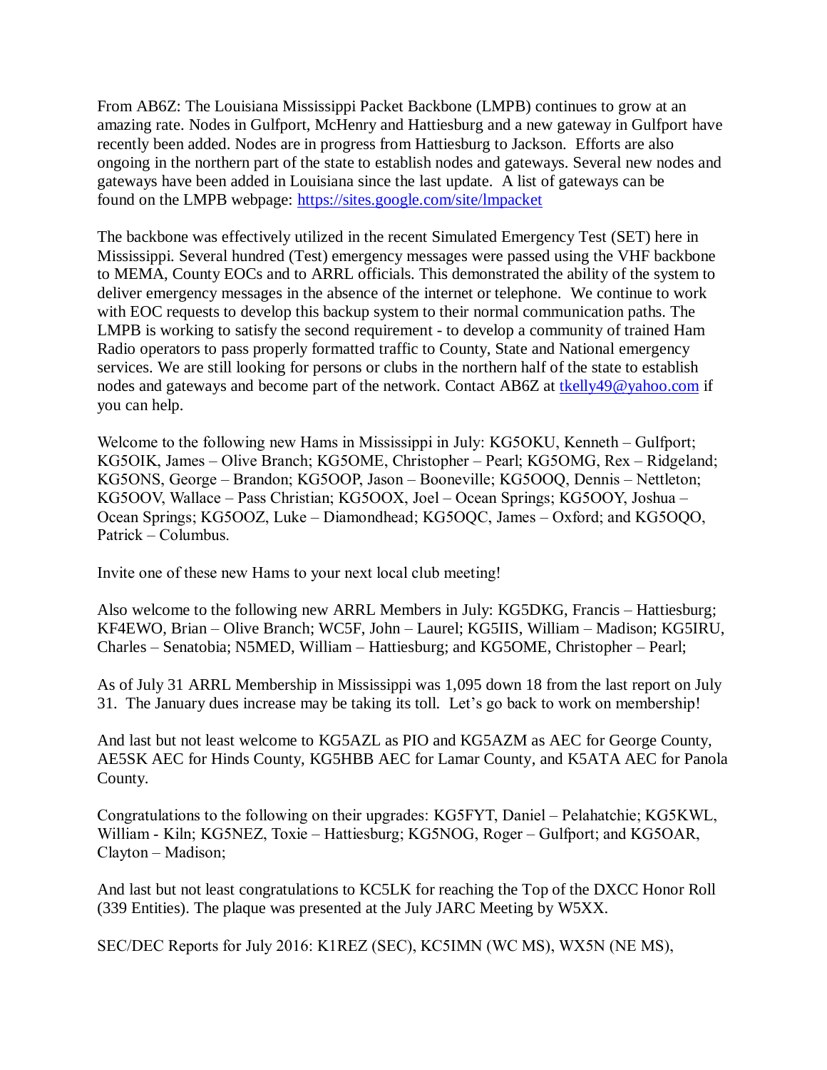From AB6Z: The Louisiana Mississippi Packet Backbone (LMPB) continues to grow at an amazing rate. Nodes in Gulfport, McHenry and Hattiesburg and a new gateway in Gulfport have recently been added. Nodes are in progress from Hattiesburg to Jackson. Efforts are also ongoing in the northern part of the state to establish nodes and gateways. Several new nodes and gateways have been added in Louisiana since the last update. A list of gateways can be found on the LMPB webpage: [https://sites.google.com/site/lmpacket](https://sites.google.com/site/lmpacket)

The backbone was effectively utilized in the recent Simulated Emergency Test (SET) here in Mississippi. Several hundred (Test) emergency messages were passed using the VHF backbone to MEMA, County EOCs and to ARRL officials. This demonstrated the ability of the system to deliver emergency messages in the absence of the internet or telephone. We continue to work with EOC requests to develop this backup system to their normal communication paths. The LMPB is working to satisfy the second requirement - to develop a community of trained Ham Radio operators to pass properly formatted traffic to County, State and National emergency services. We are still looking for persons or clubs in the northern half of the state to establish nodes and gateways and become part of the network. Contact AB6Z at [tkelly49@yahoo.com](mailto:tkelly49@yahoo.com) if you can help.

Welcome to the following new Hams in Mississippi in July: KG5OKU, Kenneth – Gulfport; KG5OIK, James – Olive Branch; KG5OME, Christopher – Pearl; KG5OMG, Rex – Ridgeland; KG5ONS, George – Brandon; KG5OOP, Jason – Booneville; KG5OOQ, Dennis – Nettleton; KG5OOV, Wallace – Pass Christian; KG5OOX, Joel – Ocean Springs; KG5OOY, Joshua – Ocean Springs; KG5OOZ, Luke – Diamondhead; KG5OQC, James – Oxford; and KG5OQO, Patrick – Columbus.

Invite one of these new Hams to your next local club meeting!

Also welcome to the following new ARRL Members in July: KG5DKG, Francis – Hattiesburg; KF4EWO, Brian – Olive Branch; WC5F, John – Laurel; KG5IIS, William – Madison; KG5IRU, Charles – Senatobia; N5MED, William – Hattiesburg; and KG5OME, Christopher – Pearl;

As of July 31 ARRL Membership in Mississippi was 1,095 down 18 from the last report on July 31. The January dues increase may be taking its toll. Let's go back to work on membership!

And last but not least welcome to KG5AZL as PIO and KG5AZM as AEC for George County, AE5SK AEC for Hinds County, KG5HBB AEC for Lamar County, and K5ATA AEC for Panola County.

Congratulations to the following on their upgrades: KG5FYT, Daniel – Pelahatchie; KG5KWL, William - Kiln; KG5NEZ, Toxie – Hattiesburg; KG5NOG, Roger – Gulfport; and KG5OAR, Clayton – Madison;

And last but not least congratulations to KC5LK for reaching the Top of the DXCC Honor Roll (339 Entities). The plaque was presented at the July JARC Meeting by W5XX.

SEC/DEC Reports for July 2016: K1REZ (SEC), KC5IMN (WC MS), WX5N (NE MS),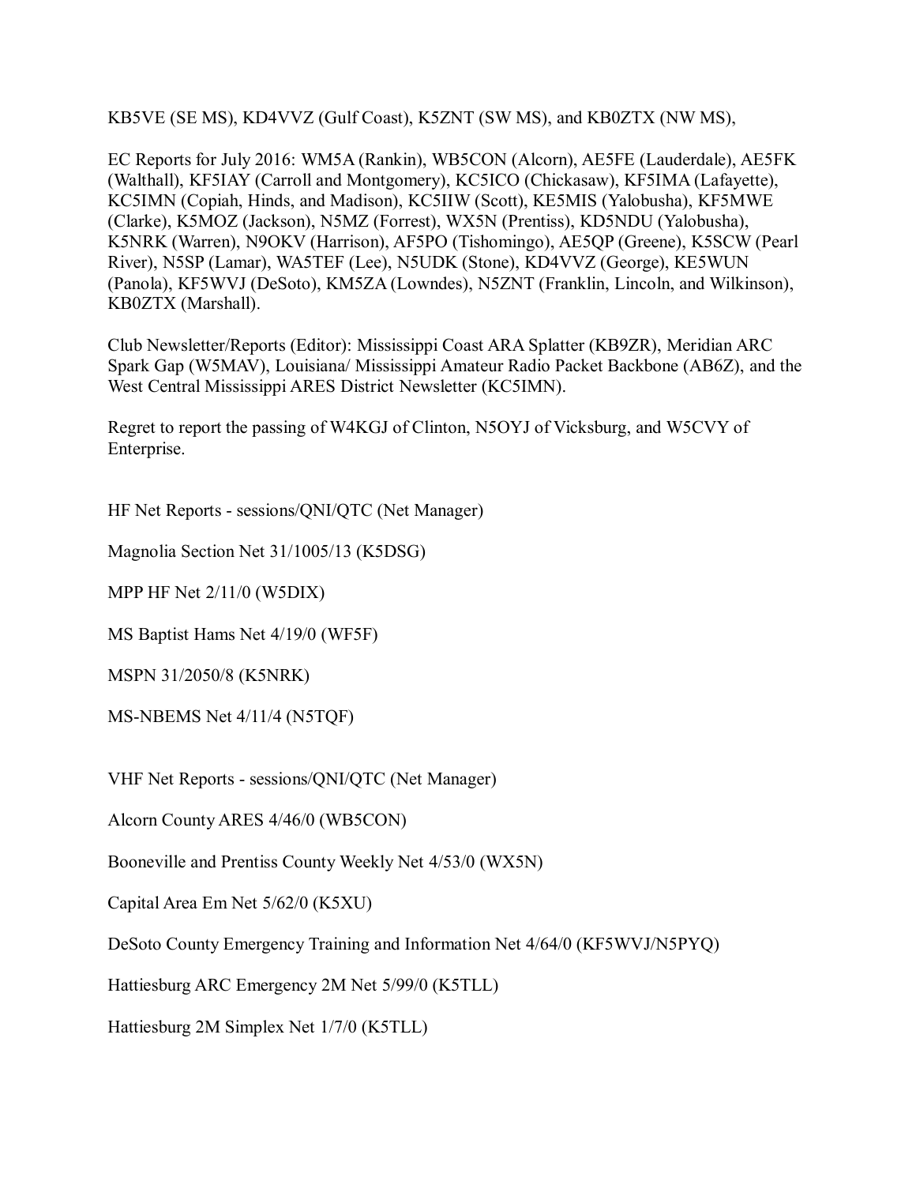KB5VE (SE MS), KD4VVZ (Gulf Coast), K5ZNT (SW MS), and KB0ZTX (NW MS),

EC Reports for July 2016: WM5A (Rankin), WB5CON (Alcorn), AE5FE (Lauderdale), AE5FK (Walthall), KF5IAY (Carroll and Montgomery), KC5ICO (Chickasaw), KF5IMA (Lafayette), KC5IMN (Copiah, Hinds, and Madison), KC5IIW (Scott), KE5MIS (Yalobusha), KF5MWE (Clarke), K5MOZ (Jackson), N5MZ (Forrest), WX5N (Prentiss), KD5NDU (Yalobusha), K5NRK (Warren), N9OKV (Harrison), AF5PO (Tishomingo), AE5QP (Greene), K5SCW (Pearl River), N5SP (Lamar), WA5TEF (Lee), N5UDK (Stone), KD4VVZ (George), KE5WUN (Panola), KF5WVJ (DeSoto), KM5ZA (Lowndes), N5ZNT (Franklin, Lincoln, and Wilkinson), KB0ZTX (Marshall).

Club Newsletter/Reports (Editor): Mississippi Coast ARA Splatter (KB9ZR), Meridian ARC Spark Gap (W5MAV), Louisiana/ Mississippi Amateur Radio Packet Backbone (AB6Z), and the West Central Mississippi ARES District Newsletter (KC5IMN).

Regret to report the passing of W4KGJ of Clinton, N5OYJ of Vicksburg, and W5CVY of Enterprise.

HF Net Reports - sessions/QNI/QTC (Net Manager)

Magnolia Section Net 31/1005/13 (K5DSG)

MPP HF Net 2/11/0 (W5DIX)

MS Baptist Hams Net 4/19/0 (WF5F)

MSPN 31/2050/8 (K5NRK)

MS-NBEMS Net 4/11/4 (N5TQF)

VHF Net Reports - sessions/QNI/QTC (Net Manager)

Alcorn County ARES 4/46/0 (WB5CON)

Booneville and Prentiss County Weekly Net 4/53/0 (WX5N)

Capital Area Em Net 5/62/0 (K5XU)

DeSoto County Emergency Training and Information Net 4/64/0 (KF5WVJ/N5PYQ)

Hattiesburg ARC Emergency 2M Net 5/99/0 (K5TLL)

Hattiesburg 2M Simplex Net 1/7/0 (K5TLL)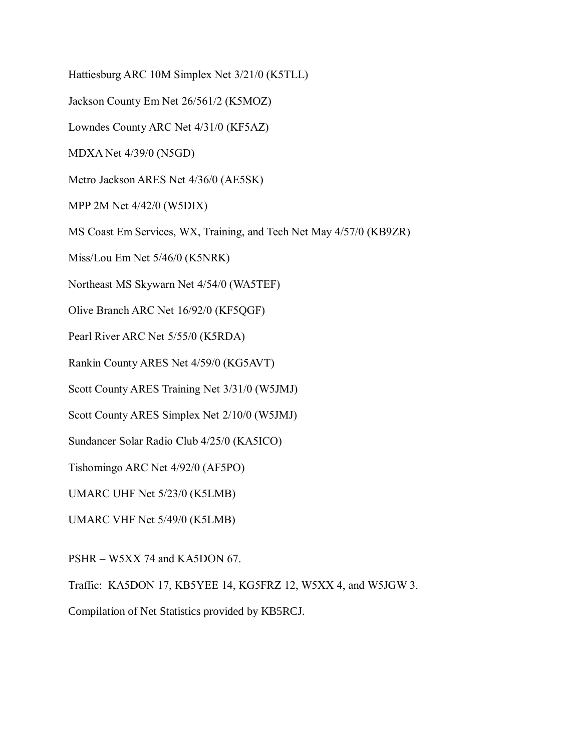Hattiesburg ARC 10M Simplex Net 3/21/0 (K5TLL)

Jackson County Em Net 26/561/2 (K5MOZ)

Lowndes County ARC Net 4/31/0 (KF5AZ)

MDXA Net 4/39/0 (N5GD)

Metro Jackson ARES Net 4/36/0 (AE5SK)

MPP 2M Net 4/42/0 (W5DIX)

MS Coast Em Services, WX, Training, and Tech Net May 4/57/0 (KB9ZR)

Miss/Lou Em Net 5/46/0 (K5NRK)

Northeast MS Skywarn Net 4/54/0 (WA5TEF)

Olive Branch ARC Net 16/92/0 (KF5QGF)

Pearl River ARC Net 5/55/0 (K5RDA)

Rankin County ARES Net 4/59/0 (KG5AVT)

Scott County ARES Training Net 3/31/0 (W5JMJ)

Scott County ARES Simplex Net 2/10/0 (W5JMJ)

Sundancer Solar Radio Club 4/25/0 (KA5ICO)

Tishomingo ARC Net 4/92/0 (AF5PO)

UMARC UHF Net 5/23/0 (K5LMB)

UMARC VHF Net 5/49/0 (K5LMB)

PSHR – W5XX 74 and KA5DON 67.

Traffic: KA5DON 17, KB5YEE 14, KG5FRZ 12, W5XX 4, and W5JGW 3.

Compilation of Net Statistics provided by KB5RCJ.